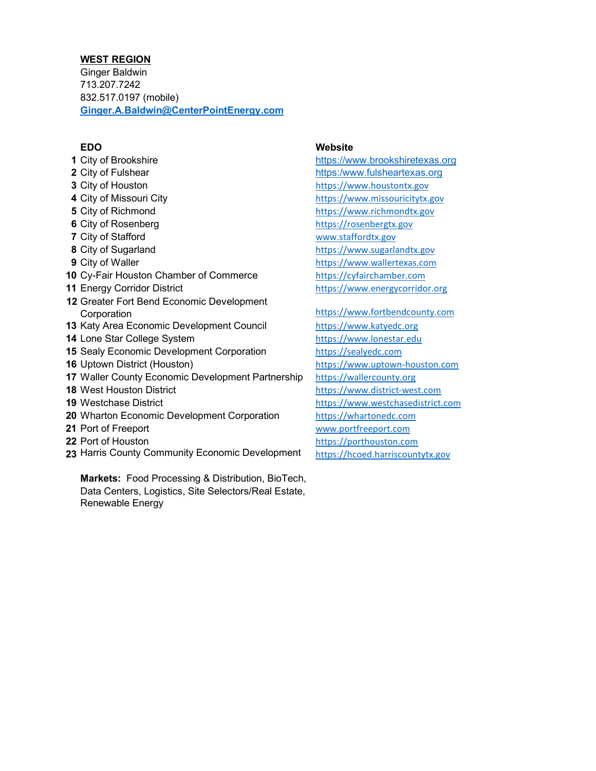## WEST REGION

Ginger Baldwin
713.207.7242
832.517.0197 (mobile)
**Ginger.A.Baldwin@CenterPointEnergy.com**

| | EDO | Website |
|---|---|---|
| 1 | City of Brookshire | https://www.brookshiretexas.org |
| 2 | City of Fulshear | https:/www.fulsheartexas.org |
| 3 | City of Houston | https://www.houstontx.gov |
| 4 | City of Missouri City | https://www.missouricitytx.gov |
| 5 | City of Richmond | https://www.richmondtx.gov |
| 6 | City of Rosenberg | https://rosenbergtx.gov |
| 7 | City of Stafford | www.staffordtx.gov |
| 8 | City of Sugarland | https://www.sugarlandtx.gov |
| 9 | City of Waller | https://www.wallertexas.com |
| 10 | Cy-Fair Houston Chamber of Commerce | https://cyfairchamber.com |
| 11 | Energy Corridor District | https://www.energycorridor.org |
| 12 | Greater Fort Bend Economic Development Corporation | https://www.fortbendcounty.com |
| 13 | Katy Area Economic Development Council | https://www.katyedc.org |
| 14 | Lone Star College System | https://www.lonestar.edu |
| 15 | Sealy Economic Development Corporation | https://sealyedc.com |
| 16 | Uptown District (Houston) | https://www.uptown-houston.com |
| 17 | Waller County Economic Development Partnership | https://wallercounty.org |
| 18 | West Houston District | https://www.district-west.com |
| 19 | Westchase District | https://www.westchasedistrict.com |
| 20 | Wharton Economic Development Corporation | https://whartonedc.com |
| 21 | Port of Freeport | www.portfreeport.com |
| 22 | Port of Houston | https://porthouston.com |
| 23 | Harris County Community Economic Development | https://hcoed.harriscountytx.gov |

**Markets:** Food Processing & Distribution, BioTech, Data Centers, Logistics, Site Selectors/Real Estate, Renewable Energy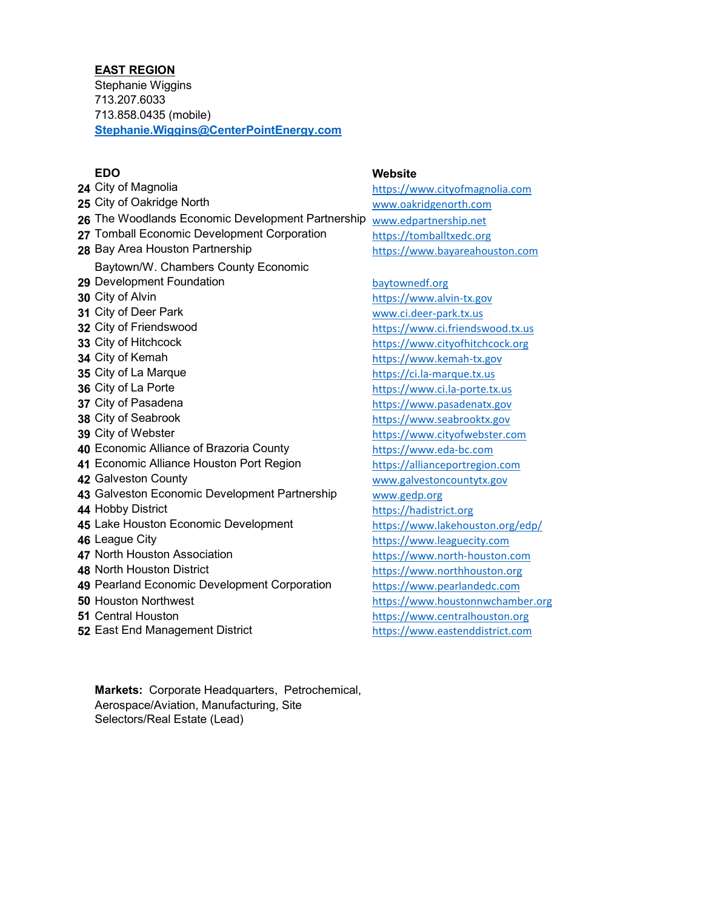**EAST REGION**

Stephanie Wiggins
713.207.6033
713.858.0435 (mobile)
**Stephanie.Wiggins@CenterPointEnergy.com**

| # | EDO | Website |
|---|---|---|
| 24 | City of Magnolia | https://www.cityofmagnolia.com |
| 25 | City of Oakridge North | www.oakridgenorth.com |
| 26 | The Woodlands Economic Development Partnership | www.edpartnership.net |
| 27 | Tomball Economic Development Corporation | https://tomballtxedc.org |
| 28 | Bay Area Houston Partnership | https://www.bayareahouston.com |
| 29 | Baytown/W. Chambers County Economic Development Foundation | baytownedf.org |
| 30 | City of Alvin | https://www.alvin-tx.gov |
| 31 | City of Deer Park | www.ci.deer-park.tx.us |
| 32 | City of Friendswood | https://www.ci.friendswood.tx.us |
| 33 | City of Hitchcock | https://www.cityofhitchcock.org |
| 34 | City of Kemah | https://www.kemah-tx.gov |
| 35 | City of La Marque | https://ci.la-marque.tx.us |
| 36 | City of La Porte | https://www.ci.la-porte.tx.us |
| 37 | City of Pasadena | https://www.pasadenatx.gov |
| 38 | City of Seabrook | https://www.seabrooktx.gov |
| 39 | City of Webster | https://www.cityofwebster.com |
| 40 | Economic Alliance of Brazoria County | https://www.eda-bc.com |
| 41 | Economic Alliance Houston Port Region | https://allianceportregion.com |
| 42 | Galveston County | www.galvestoncountytx.gov |
| 43 | Galveston Economic Development Partnership | www.gedp.org |
| 44 | Hobby District | https://hadistrict.org |
| 45 | Lake Houston Economic Development | https://www.lakehouston.org/edp/ |
| 46 | League City | https://www.leaguecity.com |
| 47 | North Houston Association | https://www.north-houston.com |
| 48 | North Houston District | https://www.northhouston.org |
| 49 | Pearland Economic Development Corporation | https://www.pearlandedc.com |
| 50 | Houston Northwest | https://www.houstonnwchamber.org |
| 51 | Central Houston | https://www.centralhouston.org |
| 52 | East End Management District | https://www.eastenddistrict.com |

**Markets:** Corporate Headquarters, Petrochemical, Aerospace/Aviation, Manufacturing, Site Selectors/Real Estate (Lead)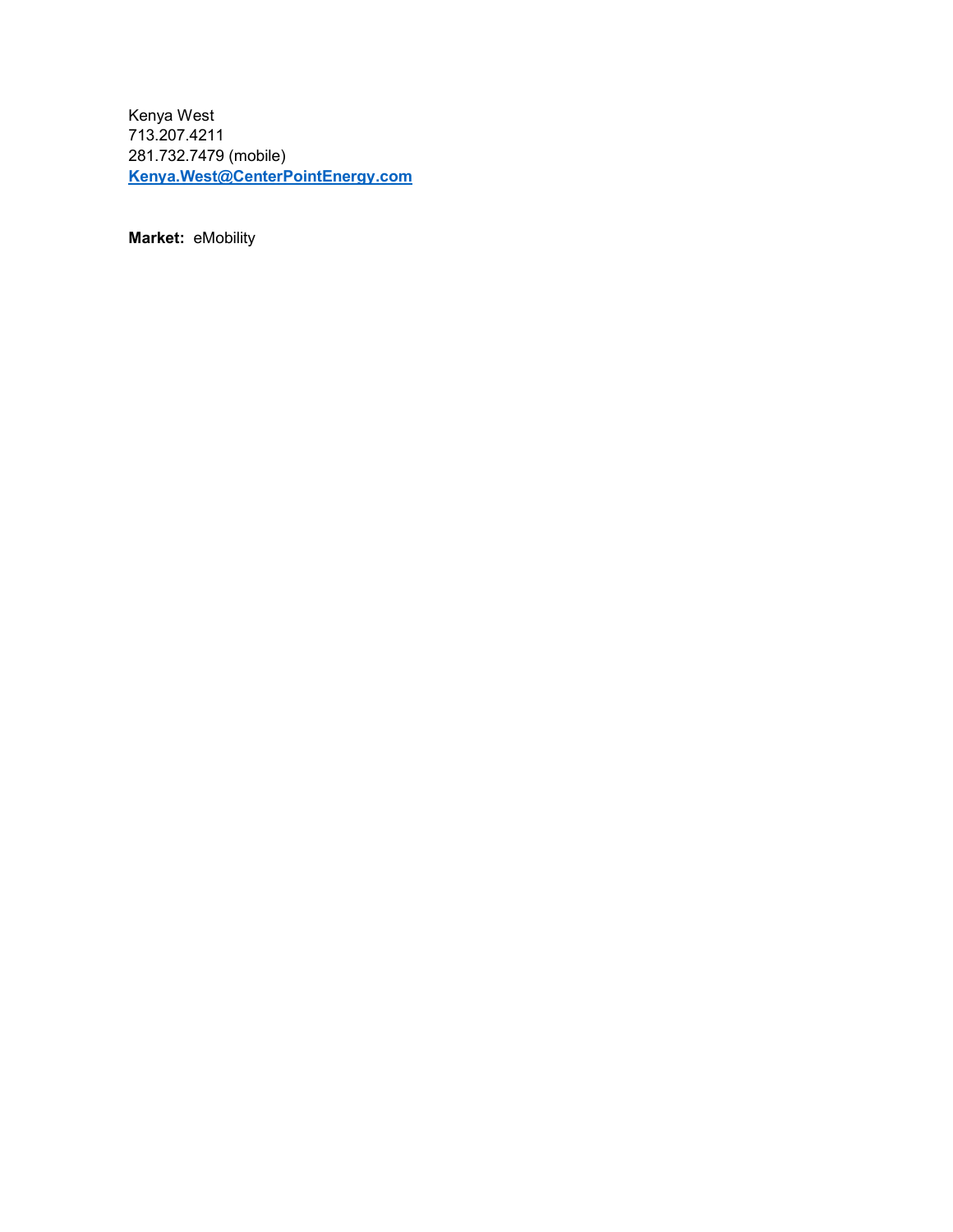Kenya West
713.207.4211
281.732.7479 (mobile)
**Kenya.West@CenterPointEnergy.com**

**Market:** eMobility